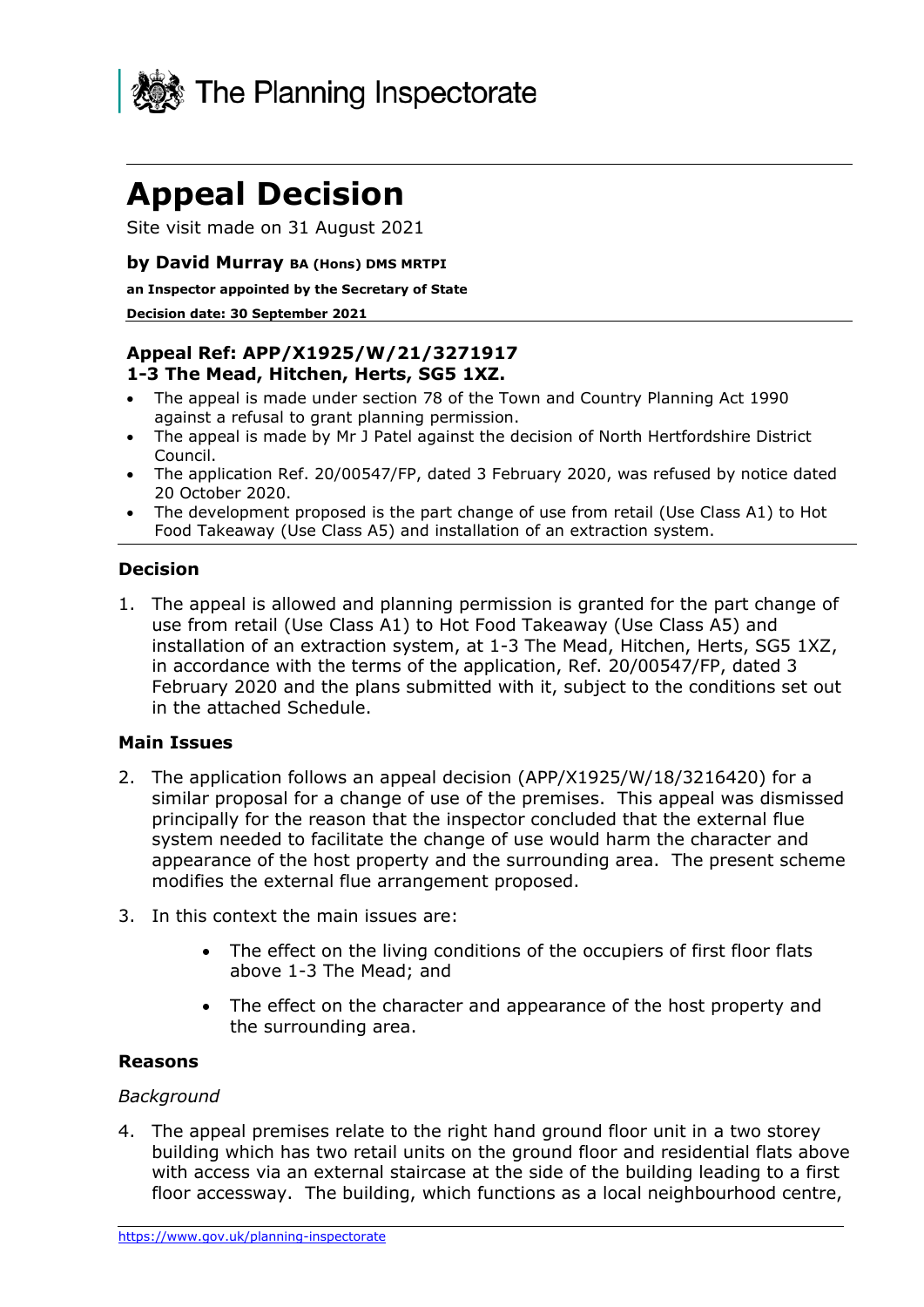The Planning Inspectorate

# Appeal Decision

Site visit made on 31 August 2021

**by David Murray BA (Hons) DMS MRTPI**

**an Inspector appointed by the Secretary of State**

**Decision date: 30 September 2021**

**Appeal Ref: APP/X1925/W/21/3271917**
**1-3 The Mead, Hitchen, Herts, SG5 1XZ.**

- The appeal is made under section 78 of the Town and Country Planning Act 1990 against a refusal to grant planning permission.
- The appeal is made by Mr J Patel against the decision of North Hertfordshire District Council.
- The application Ref. 20/00547/FP, dated 3 February 2020, was refused by notice dated 20 October 2020.
- The development proposed is the part change of use from retail (Use Class A1) to Hot Food Takeaway (Use Class A5) and installation of an extraction system.

### Decision

1. The appeal is allowed and planning permission is granted for the part change of use from retail (Use Class A1) to Hot Food Takeaway (Use Class A5) and installation of an extraction system, at 1-3 The Mead, Hitchen, Herts, SG5 1XZ, in accordance with the terms of the application, Ref. 20/00547/FP, dated 3 February 2020 and the plans submitted with it, subject to the conditions set out in the attached Schedule.

### Main Issues

2. The application follows an appeal decision (APP/X1925/W/18/3216420) for a similar proposal for a change of use of the premises. This appeal was dismissed principally for the reason that the inspector concluded that the external flue system needed to facilitate the change of use would harm the character and appearance of the host property and the surrounding area. The present scheme modifies the external flue arrangement proposed.

3. In this context the main issues are:

   - The effect on the living conditions of the occupiers of first floor flats above 1-3 The Mead; and
   - The effect on the character and appearance of the host property and the surrounding area.

### Reasons

*Background*

4. The appeal premises relate to the right hand ground floor unit in a two storey building which has two retail units on the ground floor and residential flats above with access via an external staircase at the side of the building leading to a first floor accessway. The building, which functions as a local neighbourhood centre,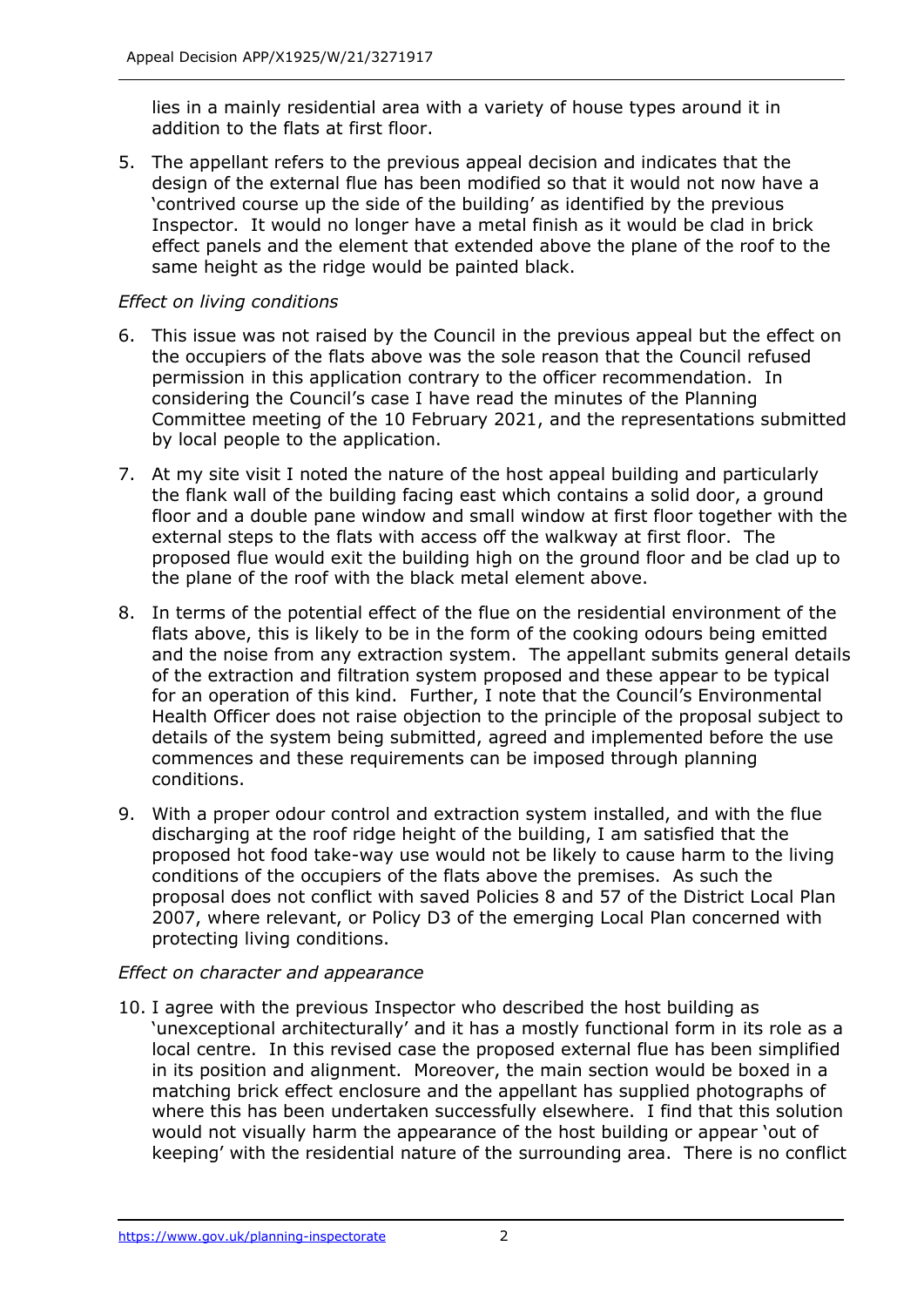lies in a mainly residential area with a variety of house types around it in addition to the flats at first floor.

5. The appellant refers to the previous appeal decision and indicates that the design of the external flue has been modified so that it would not now have a 'contrived course up the side of the building' as identified by the previous Inspector. It would no longer have a metal finish as it would be clad in brick effect panels and the element that extended above the plane of the roof to the same height as the ridge would be painted black.

*Effect on living conditions*

6. This issue was not raised by the Council in the previous appeal but the effect on the occupiers of the flats above was the sole reason that the Council refused permission in this application contrary to the officer recommendation. In considering the Council's case I have read the minutes of the Planning Committee meeting of the 10 February 2021, and the representations submitted by local people to the application.

7. At my site visit I noted the nature of the host appeal building and particularly the flank wall of the building facing east which contains a solid door, a ground floor and a double pane window and small window at first floor together with the external steps to the flats with access off the walkway at first floor. The proposed flue would exit the building high on the ground floor and be clad up to the plane of the roof with the black metal element above.

8. In terms of the potential effect of the flue on the residential environment of the flats above, this is likely to be in the form of the cooking odours being emitted and the noise from any extraction system. The appellant submits general details of the extraction and filtration system proposed and these appear to be typical for an operation of this kind. Further, I note that the Council's Environmental Health Officer does not raise objection to the principle of the proposal subject to details of the system being submitted, agreed and implemented before the use commences and these requirements can be imposed through planning conditions.

9. With a proper odour control and extraction system installed, and with the flue discharging at the roof ridge height of the building, I am satisfied that the proposed hot food take-way use would not be likely to cause harm to the living conditions of the occupiers of the flats above the premises. As such the proposal does not conflict with saved Policies 8 and 57 of the District Local Plan 2007, where relevant, or Policy D3 of the emerging Local Plan concerned with protecting living conditions.

*Effect on character and appearance*

10. I agree with the previous Inspector who described the host building as 'unexceptional architecturally' and it has a mostly functional form in its role as a local centre. In this revised case the proposed external flue has been simplified in its position and alignment. Moreover, the main section would be boxed in a matching brick effect enclosure and the appellant has supplied photographs of where this has been undertaken successfully elsewhere. I find that this solution would not visually harm the appearance of the host building or appear 'out of keeping' with the residential nature of the surrounding area. There is no conflict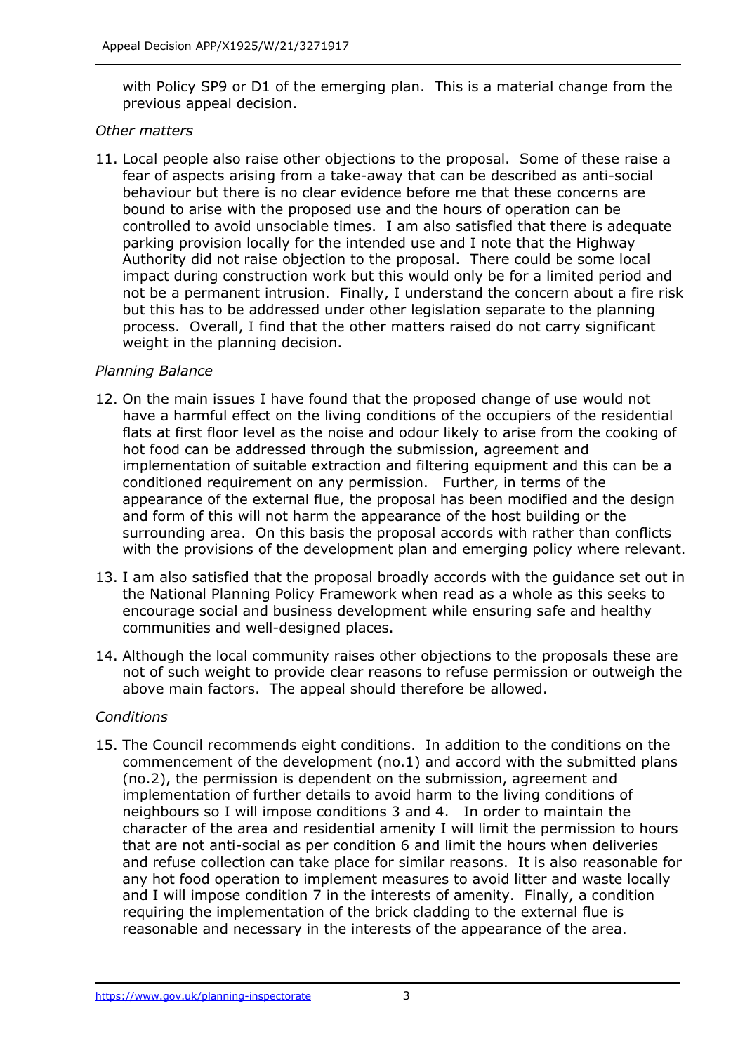with Policy SP9 or D1 of the emerging plan. This is a material change from the previous appeal decision.

*Other matters*

11. Local people also raise other objections to the proposal. Some of these raise a fear of aspects arising from a take-away that can be described as anti-social behaviour but there is no clear evidence before me that these concerns are bound to arise with the proposed use and the hours of operation can be controlled to avoid unsociable times. I am also satisfied that there is adequate parking provision locally for the intended use and I note that the Highway Authority did not raise objection to the proposal. There could be some local impact during construction work but this would only be for a limited period and not be a permanent intrusion. Finally, I understand the concern about a fire risk but this has to be addressed under other legislation separate to the planning process. Overall, I find that the other matters raised do not carry significant weight in the planning decision.

*Planning Balance*

12. On the main issues I have found that the proposed change of use would not have a harmful effect on the living conditions of the occupiers of the residential flats at first floor level as the noise and odour likely to arise from the cooking of hot food can be addressed through the submission, agreement and implementation of suitable extraction and filtering equipment and this can be a conditioned requirement on any permission. Further, in terms of the appearance of the external flue, the proposal has been modified and the design and form of this will not harm the appearance of the host building or the surrounding area. On this basis the proposal accords with rather than conflicts with the provisions of the development plan and emerging policy where relevant.

13. I am also satisfied that the proposal broadly accords with the guidance set out in the National Planning Policy Framework when read as a whole as this seeks to encourage social and business development while ensuring safe and healthy communities and well-designed places.

14. Although the local community raises other objections to the proposals these are not of such weight to provide clear reasons to refuse permission or outweigh the above main factors. The appeal should therefore be allowed.

*Conditions*

15. The Council recommends eight conditions. In addition to the conditions on the commencement of the development (no.1) and accord with the submitted plans (no.2), the permission is dependent on the submission, agreement and implementation of further details to avoid harm to the living conditions of neighbours so I will impose conditions 3 and 4. In order to maintain the character of the area and residential amenity I will limit the permission to hours that are not anti-social as per condition 6 and limit the hours when deliveries and refuse collection can take place for similar reasons. It is also reasonable for any hot food operation to implement measures to avoid litter and waste locally and I will impose condition 7 in the interests of amenity. Finally, a condition requiring the implementation of the brick cladding to the external flue is reasonable and necessary in the interests of the appearance of the area.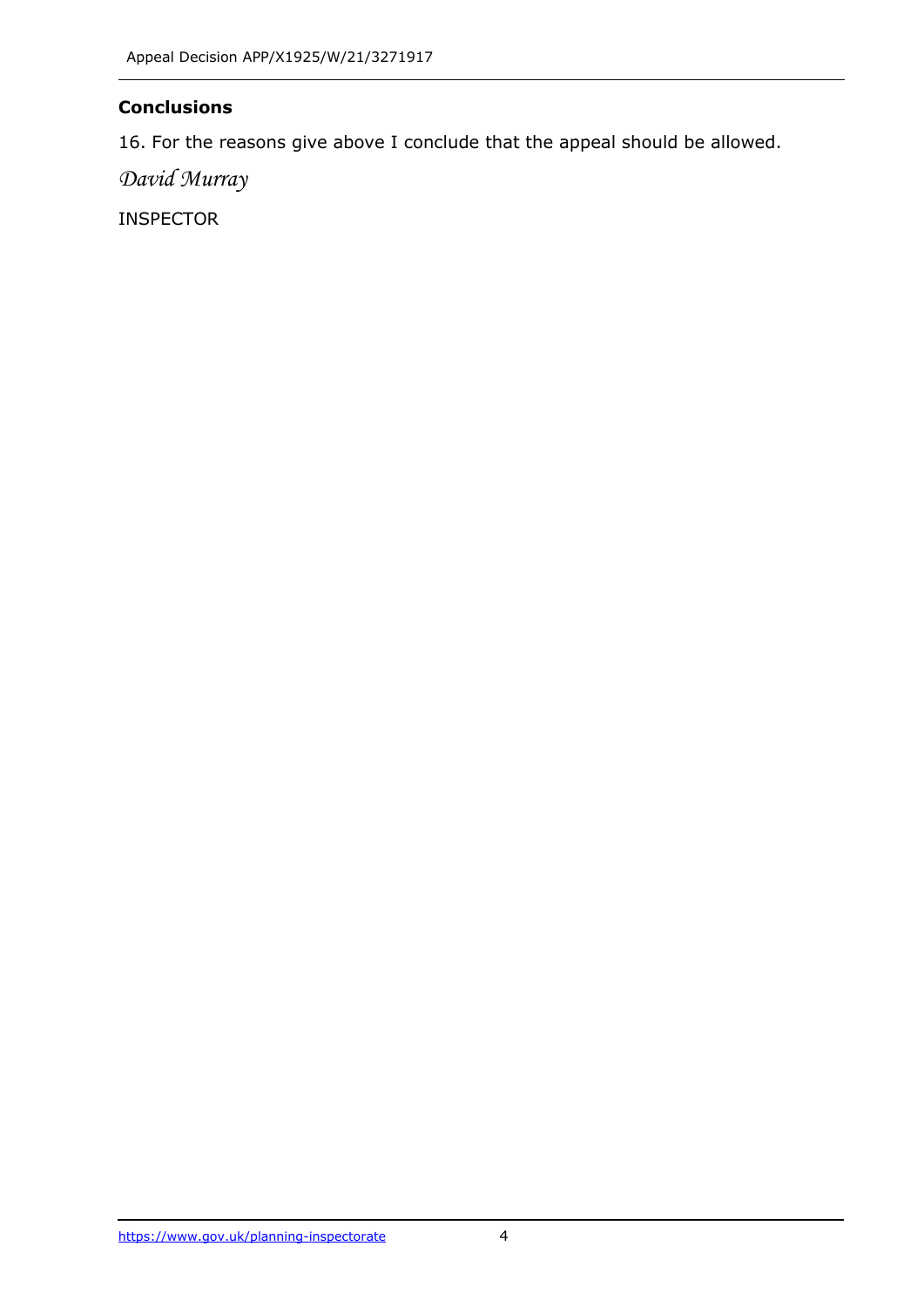## Conclusions

16. For the reasons give above I conclude that the appeal should be allowed.

*David Murray*

INSPECTOR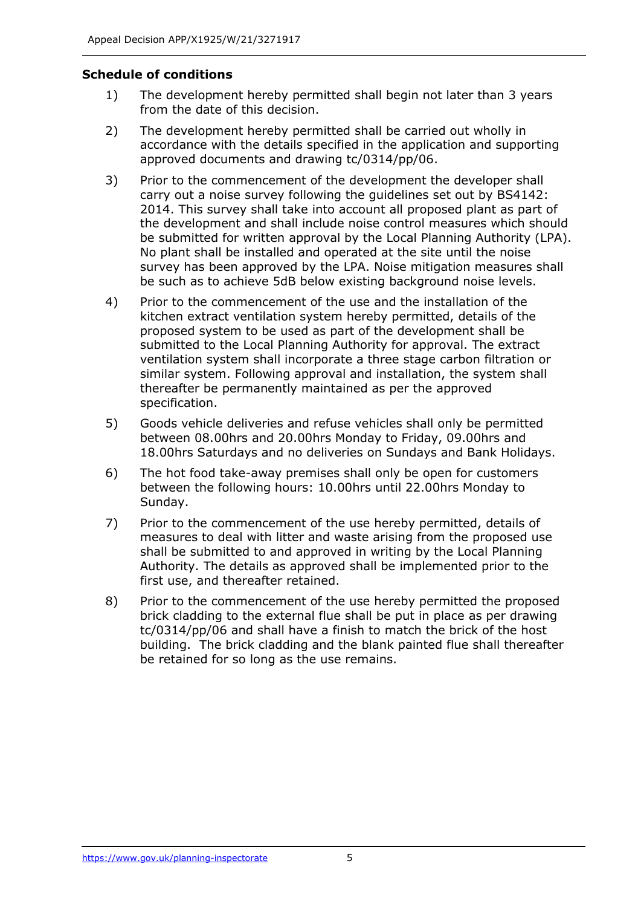**Schedule of conditions**

1) The development hereby permitted shall begin not later than 3 years from the date of this decision.

2) The development hereby permitted shall be carried out wholly in accordance with the details specified in the application and supporting approved documents and drawing tc/0314/pp/06.

3) Prior to the commencement of the development the developer shall carry out a noise survey following the guidelines set out by BS4142: 2014. This survey shall take into account all proposed plant as part of the development and shall include noise control measures which should be submitted for written approval by the Local Planning Authority (LPA). No plant shall be installed and operated at the site until the noise survey has been approved by the LPA. Noise mitigation measures shall be such as to achieve 5dB below existing background noise levels.

4) Prior to the commencement of the use and the installation of the kitchen extract ventilation system hereby permitted, details of the proposed system to be used as part of the development shall be submitted to the Local Planning Authority for approval. The extract ventilation system shall incorporate a three stage carbon filtration or similar system. Following approval and installation, the system shall thereafter be permanently maintained as per the approved specification.

5) Goods vehicle deliveries and refuse vehicles shall only be permitted between 08.00hrs and 20.00hrs Monday to Friday, 09.00hrs and 18.00hrs Saturdays and no deliveries on Sundays and Bank Holidays.

6) The hot food take-away premises shall only be open for customers between the following hours: 10.00hrs until 22.00hrs Monday to Sunday.

7) Prior to the commencement of the use hereby permitted, details of measures to deal with litter and waste arising from the proposed use shall be submitted to and approved in writing by the Local Planning Authority. The details as approved shall be implemented prior to the first use, and thereafter retained.

8) Prior to the commencement of the use hereby permitted the proposed brick cladding to the external flue shall be put in place as per drawing tc/0314/pp/06 and shall have a finish to match the brick of the host building. The brick cladding and the blank painted flue shall thereafter be retained for so long as the use remains.